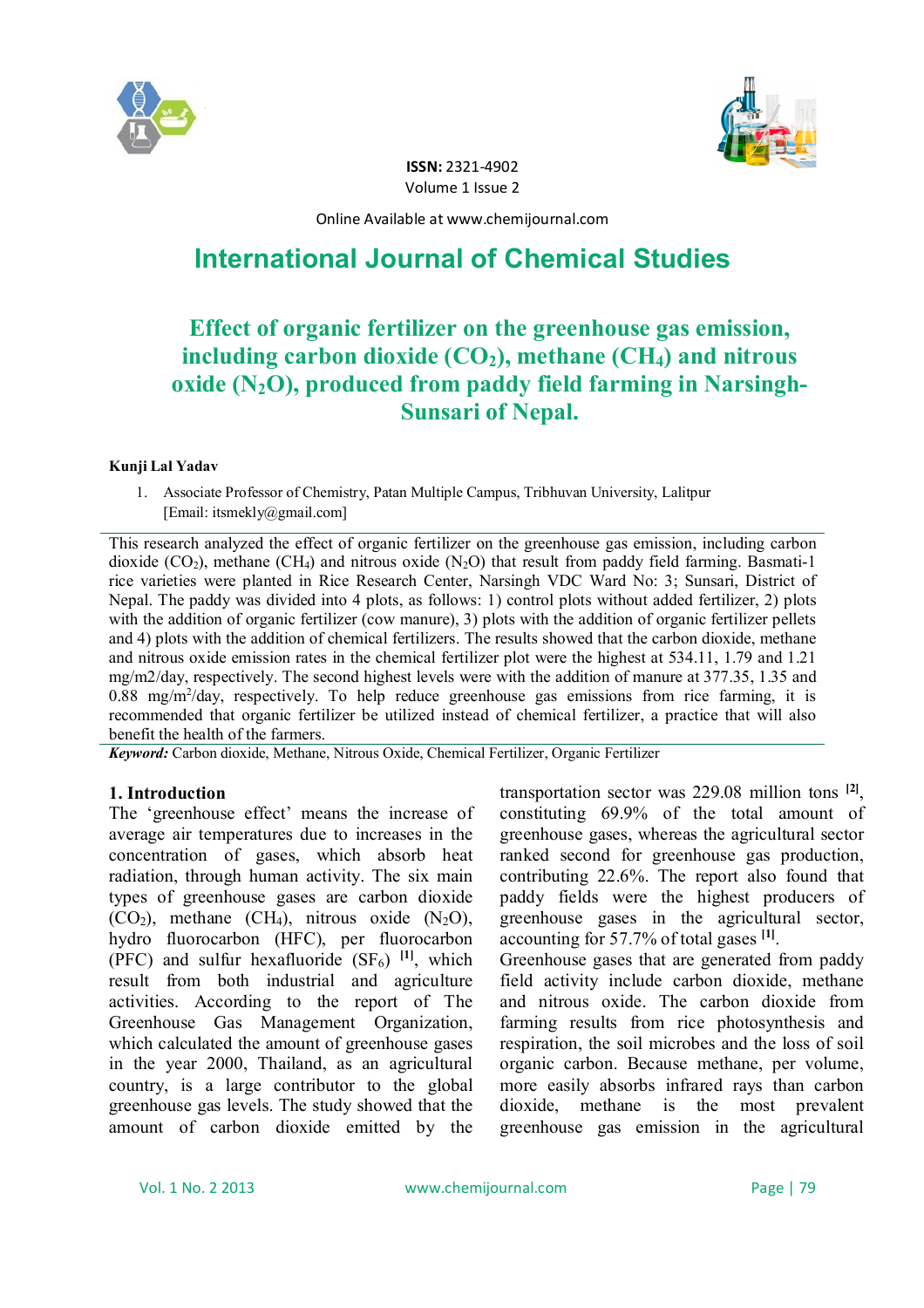ISSN: 2321-4902
Volume 1 Issue 2

Online Available at www.chemijournal.com

# International Journal of Chemical Studies

## Effect of organic fertilizer on the greenhouse gas emission, including carbon dioxide ($CO_2$), methane ($CH_4$) and nitrous oxide ($N_2O$), produced from paddy field farming in Narsingh-Sunsari of Nepal.

**Kunji Lal Yadav**

1. Associate Professor of Chemistry, Patan Multiple Campus, Tribhuvan University, Lalitpur [Email: itsmekly@gmail.com]

This research analyzed the effect of organic fertilizer on the greenhouse gas emission, including carbon dioxide ($CO_2$), methane ($CH_4$) and nitrous oxide ($N_2O$) that result from paddy field farming. Basmati-1 rice varieties were planted in Rice Research Center, Narsingh VDC Ward No: 3; Sunsari, District of Nepal. The paddy was divided into 4 plots, as follows: 1) control plots without added fertilizer, 2) plots with the addition of organic fertilizer (cow manure), 3) plots with the addition of organic fertilizer pellets and 4) plots with the addition of chemical fertilizers. The results showed that the carbon dioxide, methane and nitrous oxide emission rates in the chemical fertilizer plot were the highest at 534.11, 1.79 and 1.21 mg/m2/day, respectively. The second highest levels were with the addition of manure at 377.35, 1.35 and 0.88 $mg/m^2/day$, respectively. To help reduce greenhouse gas emissions from rice farming, it is recommended that organic fertilizer be utilized instead of chemical fertilizer, a practice that will also benefit the health of the farmers.

***Keyword:*** Carbon dioxide, Methane, Nitrous Oxide, Chemical Fertilizer, Organic Fertilizer

### 1. Introduction

The 'greenhouse effect' means the increase of average air temperatures due to increases in the concentration of gases, which absorb heat radiation, through human activity. The six main types of greenhouse gases are carbon dioxide ($CO_2$), methane ($CH_4$), nitrous oxide ($N_2O$), hydro fluorocarbon (HFC), per fluorocarbon (PFC) and sulfur hexafluoride ($SF_6$) [1], which result from both industrial and agriculture activities. According to the report of The Greenhouse Gas Management Organization, which calculated the amount of greenhouse gases in the year 2000, Thailand, as an agricultural country, is a large contributor to the global greenhouse gas levels. The study showed that the amount of carbon dioxide emitted by the transportation sector was 229.08 million tons [2], constituting 69.9% of the total amount of greenhouse gases, whereas the agricultural sector ranked second for greenhouse gas production, contributing 22.6%. The report also found that paddy fields were the highest producers of greenhouse gases in the agricultural sector, accounting for 57.7% of total gases [1].

Greenhouse gases that are generated from paddy field activity include carbon dioxide, methane and nitrous oxide. The carbon dioxide from farming results from rice photosynthesis and respiration, the soil microbes and the loss of soil organic carbon. Because methane, per volume, more easily absorbs infrared rays than carbon dioxide, methane is the most prevalent greenhouse gas emission in the agricultural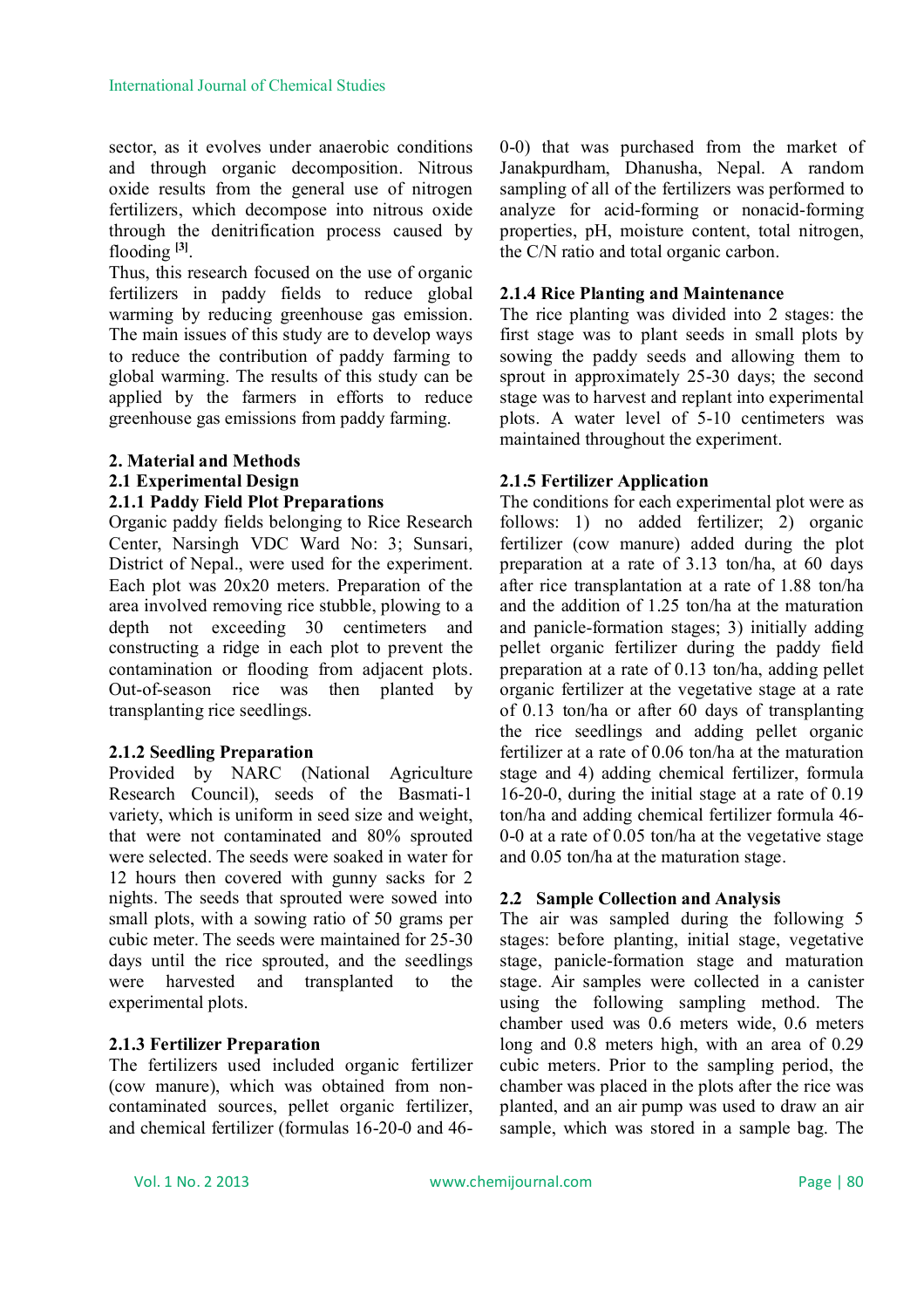sector, as it evolves under anaerobic conditions and through organic decomposition. Nitrous oxide results from the general use of nitrogen fertilizers, which decompose into nitrous oxide through the denitrification process caused by flooding [3].

Thus, this research focused on the use of organic fertilizers in paddy fields to reduce global warming by reducing greenhouse gas emission. The main issues of this study are to develop ways to reduce the contribution of paddy farming to global warming. The results of this study can be applied by the farmers in efforts to reduce greenhouse gas emissions from paddy farming.

## 2. Material and Methods

### 2.1 Experimental Design

#### 2.1.1 Paddy Field Plot Preparations

Organic paddy fields belonging to Rice Research Center, Narsingh VDC Ward No: 3; Sunsari, District of Nepal., were used for the experiment. Each plot was 20x20 meters. Preparation of the area involved removing rice stubble, plowing to a depth not exceeding 30 centimeters and constructing a ridge in each plot to prevent the contamination or flooding from adjacent plots. Out-of-season rice was then planted by transplanting rice seedlings.

#### 2.1.2 Seedling Preparation

Provided by NARC (National Agriculture Research Council), seeds of the Basmati-1 variety, which is uniform in seed size and weight, that were not contaminated and 80% sprouted were selected. The seeds were soaked in water for 12 hours then covered with gunny sacks for 2 nights. The seeds that sprouted were sowed into small plots, with a sowing ratio of 50 grams per cubic meter. The seeds were maintained for 25-30 days until the rice sprouted, and the seedlings were harvested and transplanted to the experimental plots.

#### 2.1.3 Fertilizer Preparation

The fertilizers used included organic fertilizer (cow manure), which was obtained from non-contaminated sources, pellet organic fertilizer, and chemical fertilizer (formulas 16-20-0 and 46-0-0) that was purchased from the market of Janakpurdham, Dhanusha, Nepal. A random sampling of all of the fertilizers was performed to analyze for acid-forming or nonacid-forming properties, pH, moisture content, total nitrogen, the C/N ratio and total organic carbon.

#### 2.1.4 Rice Planting and Maintenance

The rice planting was divided into 2 stages: the first stage was to plant seeds in small plots by sowing the paddy seeds and allowing them to sprout in approximately 25-30 days; the second stage was to harvest and replant into experimental plots. A water level of 5-10 centimeters was maintained throughout the experiment.

#### 2.1.5 Fertilizer Application

The conditions for each experimental plot were as follows: 1) no added fertilizer; 2) organic fertilizer (cow manure) added during the plot preparation at a rate of 3.13 ton/ha, at 60 days after rice transplantation at a rate of 1.88 ton/ha and the addition of 1.25 ton/ha at the maturation and panicle-formation stages; 3) initially adding pellet organic fertilizer during the paddy field preparation at a rate of 0.13 ton/ha, adding pellet organic fertilizer at the vegetative stage at a rate of 0.13 ton/ha or after 60 days of transplanting the rice seedlings and adding pellet organic fertilizer at a rate of 0.06 ton/ha at the maturation stage and 4) adding chemical fertilizer, formula 16-20-0, during the initial stage at a rate of 0.19 ton/ha and adding chemical fertilizer formula 46-0-0 at a rate of 0.05 ton/ha at the vegetative stage and 0.05 ton/ha at the maturation stage.

### 2.2 Sample Collection and Analysis

The air was sampled during the following 5 stages: before planting, initial stage, vegetative stage, panicle-formation stage and maturation stage. Air samples were collected in a canister using the following sampling method. The chamber used was 0.6 meters wide, 0.6 meters long and 0.8 meters high, with an area of 0.29 cubic meters. Prior to the sampling period, the chamber was placed in the plots after the rice was planted, and an air pump was used to draw an air sample, which was stored in a sample bag. The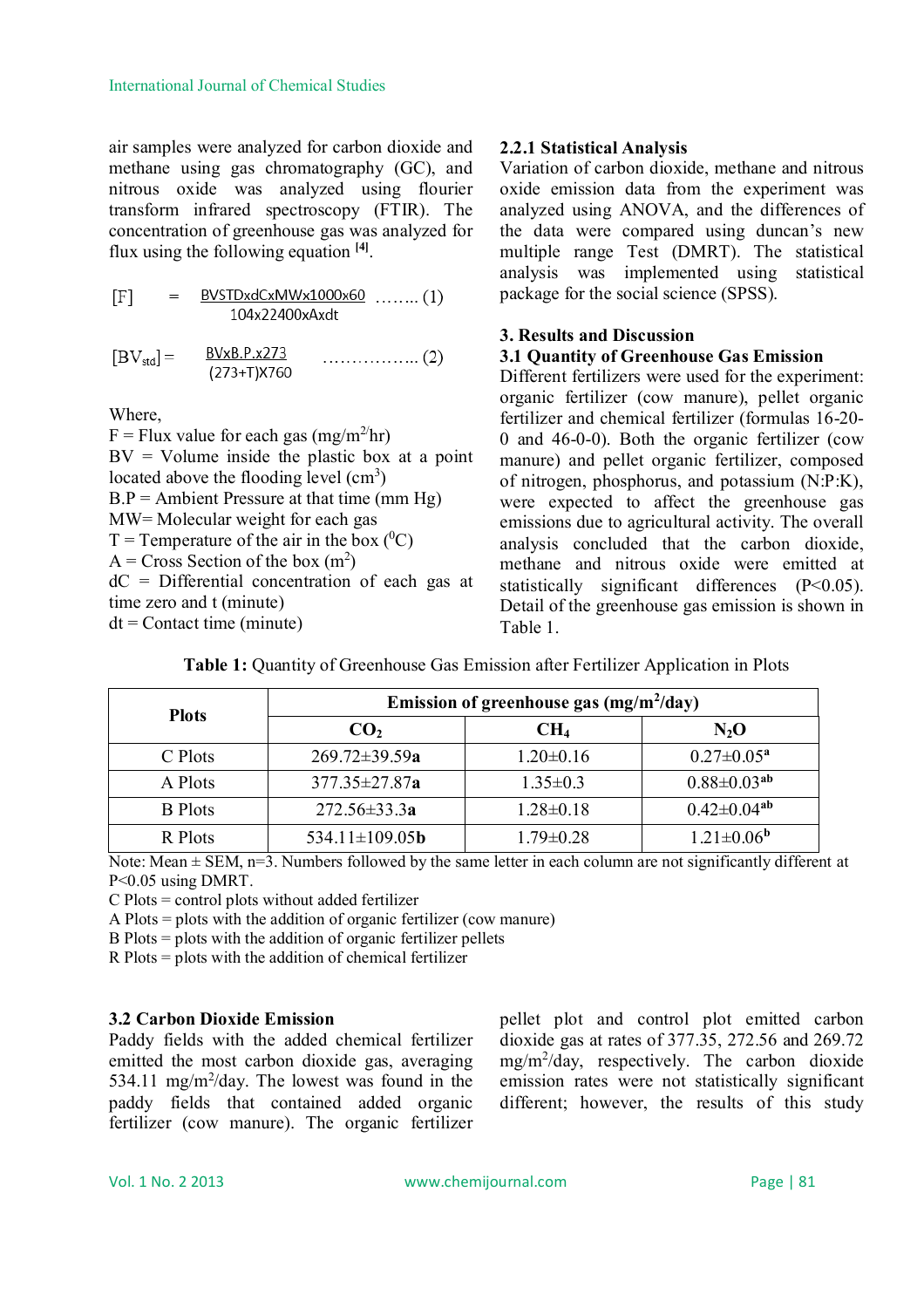air samples were analyzed for carbon dioxide and methane using gas chromatography (GC), and nitrous oxide was analyzed using flourier transform infrared spectroscopy (FTIR). The concentration of greenhouse gas was analyzed for flux using the following equation [4].

$$[F] = \frac{BVSTDxdCxMWx1000x60}{104x22400xAxdt} \quad \text{........ (1)}$$

$$[BV_{std}] = \frac{BVxB.P.x273}{(273+T)X760} \quad \text{................ (2)}$$

Where,

F = Flux value for each gas (mg/m$^2$/hr)

BV = Volume inside the plastic box at a point located above the flooding level (cm$^3$)

B.P = Ambient Pressure at that time (mm Hg)

MW= Molecular weight for each gas

T = Temperature of the air in the box ($^0$C)

A = Cross Section of the box (m$^2$)

dC = Differential concentration of each gas at time zero and t (minute)

dt = Contact time (minute)

### 2.2.1 Statistical Analysis

Variation of carbon dioxide, methane and nitrous oxide emission data from the experiment was analyzed using ANOVA, and the differences of the data were compared using duncan's new multiple range Test (DMRT). The statistical analysis was implemented using statistical package for the social science (SPSS).

## 3. Results and Discussion

### 3.1 Quantity of Greenhouse Gas Emission

Different fertilizers were used for the experiment: organic fertilizer (cow manure), pellet organic fertilizer and chemical fertilizer (formulas 16-20-0 and 46-0-0). Both the organic fertilizer (cow manure) and pellet organic fertilizer, composed of nitrogen, phosphorus, and potassium (N:P:K), were expected to affect the greenhouse gas emissions due to agricultural activity. The overall analysis concluded that the carbon dioxide, methane and nitrous oxide were emitted at statistically significant differences (P<0.05). Detail of the greenhouse gas emission is shown in Table 1.

**Table 1:** Quantity of Greenhouse Gas Emission after Fertilizer Application in Plots

| Plots | Emission of greenhouse gas (mg/m$^2$/day) | | |
|---|---|---|---|
| | $CO_2$ | $CH_4$ | $N_2O$ |
| C Plots | 269.72±39.59**a** | 1.20±0.16 | 0.27±0.05$^a$ |
| A Plots | 377.35±27.87**a** | 1.35±0.3 | 0.88±0.03$^{ab}$ |
| B Plots | 272.56±33.3**a** | 1.28±0.18 | 0.42±0.04$^{ab}$ |
| R Plots | 534.11±109.05**b** | 1.79±0.28 | 1.21±0.06$^b$ |

Note: Mean ± SEM, n=3. Numbers followed by the same letter in each column are not significantly different at P<0.05 using DMRT.

C Plots = control plots without added fertilizer

A Plots = plots with the addition of organic fertilizer (cow manure)

B Plots = plots with the addition of organic fertilizer pellets

R Plots = plots with the addition of chemical fertilizer

### 3.2 Carbon Dioxide Emission

Paddy fields with the added chemical fertilizer emitted the most carbon dioxide gas, averaging 534.11 mg/m$^2$/day. The lowest was found in the paddy fields that contained added organic fertilizer (cow manure). The organic fertilizer pellet plot and control plot emitted carbon dioxide gas at rates of 377.35, 272.56 and 269.72 mg/m$^2$/day, respectively. The carbon dioxide emission rates were not statistically significant different; however, the results of this study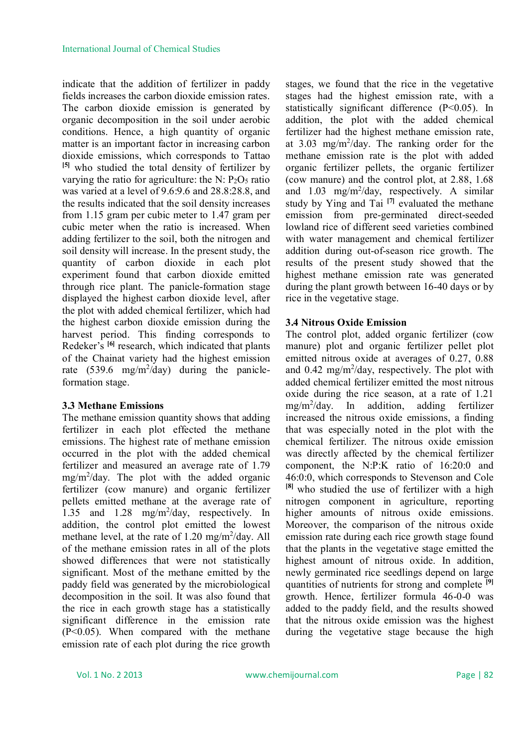indicate that the addition of fertilizer in paddy fields increases the carbon dioxide emission rates. The carbon dioxide emission is generated by organic decomposition in the soil under aerobic conditions. Hence, a high quantity of organic matter is an important factor in increasing carbon dioxide emissions, which corresponds to Tattao [5] who studied the total density of fertilizer by varying the ratio for agriculture: the N: $P_2O_5$ ratio was varied at a level of 9.6:9.6 and 28.8:28.8, and the results indicated that the soil density increases from 1.15 gram per cubic meter to 1.47 gram per cubic meter when the ratio is increased. When adding fertilizer to the soil, both the nitrogen and soil density will increase. In the present study, the quantity of carbon dioxide in each plot experiment found that carbon dioxide emitted through rice plant. The panicle-formation stage displayed the highest carbon dioxide level, after the plot with added chemical fertilizer, which had the highest carbon dioxide emission during the harvest period. This finding corresponds to Redeker's [6] research, which indicated that plants of the Chainat variety had the highest emission rate (539.6 mg/m$^2$/day) during the panicle-formation stage.

### 3.3 Methane Emissions

The methane emission quantity shows that adding fertilizer in each plot effected the methane emissions. The highest rate of methane emission occurred in the plot with the added chemical fertilizer and measured an average rate of 1.79 mg/m$^2$/day. The plot with the added organic fertilizer (cow manure) and organic fertilizer pellets emitted methane at the average rate of 1.35 and 1.28 mg/m$^2$/day, respectively. In addition, the control plot emitted the lowest methane level, at the rate of 1.20 mg/m$^2$/day. All of the methane emission rates in all of the plots showed differences that were not statistically significant. Most of the methane emitted by the paddy field was generated by the microbiological decomposition in the soil. It was also found that the rice in each growth stage has a statistically significant difference in the emission rate ($P<0.05$). When compared with the methane emission rate of each plot during the rice growth stages, we found that the rice in the vegetative stages had the highest emission rate, with a statistically significant difference ($P<0.05$). In addition, the plot with the added chemical fertilizer had the highest methane emission rate, at 3.03 mg/m$^2$/day. The ranking order for the methane emission rate is the plot with added organic fertilizer pellets, the organic fertilizer (cow manure) and the control plot, at 2.88, 1.68 and 1.03 mg/m$^2$/day, respectively. A similar study by Ying and Tai [7] evaluated the methane emission from pre-germinated direct-seeded lowland rice of different seed varieties combined with water management and chemical fertilizer addition during out-of-season rice growth. The results of the present study showed that the highest methane emission rate was generated during the plant growth between 16-40 days or by rice in the vegetative stage.

### 3.4 Nitrous Oxide Emission

The control plot, added organic fertilizer (cow manure) plot and organic fertilizer pellet plot emitted nitrous oxide at averages of 0.27, 0.88 and 0.42 mg/m$^2$/day, respectively. The plot with added chemical fertilizer emitted the most nitrous oxide during the rice season, at a rate of 1.21 mg/m$^2$/day. In addition, adding fertilizer increased the nitrous oxide emissions, a finding that was especially noted in the plot with the chemical fertilizer. The nitrous oxide emission was directly affected by the chemical fertilizer component, the N:P:K ratio of 16:20:0 and 46:0:0, which corresponds to Stevenson and Cole [8] who studied the use of fertilizer with a high nitrogen component in agriculture, reporting higher amounts of nitrous oxide emissions. Moreover, the comparison of the nitrous oxide emission rate during each rice growth stage found that the plants in the vegetative stage emitted the highest amount of nitrous oxide. In addition, newly germinated rice seedlings depend on large quantities of nutrients for strong and complete [9] growth. Hence, fertilizer formula 46-0-0 was added to the paddy field, and the results showed that the nitrous oxide emission was the highest during the vegetative stage because the high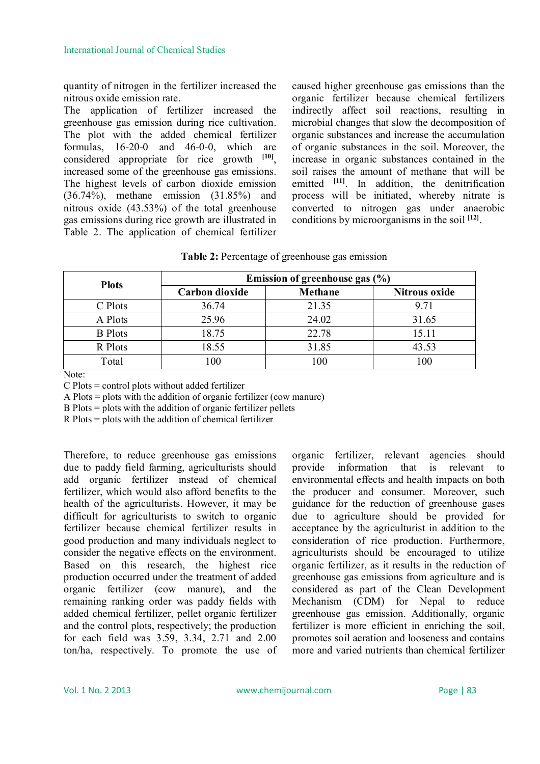quantity of nitrogen in the fertilizer increased the nitrous oxide emission rate.

The application of fertilizer increased the greenhouse gas emission during rice cultivation. The plot with the added chemical fertilizer formulas, 16-20-0 and 46-0-0, which are considered appropriate for rice growth [10], increased some of the greenhouse gas emissions. The highest levels of carbon dioxide emission (36.74%), methane emission (31.85%) and nitrous oxide (43.53%) of the total greenhouse gas emissions during rice growth are illustrated in Table 2. The application of chemical fertilizer caused higher greenhouse gas emissions than the organic fertilizer because chemical fertilizers indirectly affect soil reactions, resulting in microbial changes that slow the decomposition of organic substances and increase the accumulation of organic substances in the soil. Moreover, the increase in organic substances contained in the soil raises the amount of methane that will be emitted [11]. In addition, the denitrification process will be initiated, whereby nitrate is converted to nitrogen gas under anaerobic conditions by microorganisms in the soil [12].

**Table 2:** Percentage of greenhouse gas emission

| Plots | Emission of greenhouse gas (%) | | |
|---|---|---|---|
| | **Carbon dioxide** | **Methane** | **Nitrous oxide** |
| C Plots | 36.74 | 21.35 | 9.71 |
| A Plots | 25.96 | 24.02 | 31.65 |
| B Plots | 18.75 | 22.78 | 15.11 |
| R Plots | 18.55 | 31.85 | 43.53 |
| Total | 100 | 100 | 100 |

Note:
C Plots = control plots without added fertilizer
A Plots = plots with the addition of organic fertilizer (cow manure)
B Plots = plots with the addition of organic fertilizer pellets
R Plots = plots with the addition of chemical fertilizer

Therefore, to reduce greenhouse gas emissions due to paddy field farming, agriculturists should add organic fertilizer instead of chemical fertilizer, which would also afford benefits to the health of the agriculturists. However, it may be difficult for agriculturists to switch to organic fertilizer because chemical fertilizer results in good production and many individuals neglect to consider the negative effects on the environment. Based on this research, the highest rice production occurred under the treatment of added organic fertilizer (cow manure), and the remaining ranking order was paddy fields with added chemical fertilizer, pellet organic fertilizer and the control plots, respectively; the production for each field was 3.59, 3.34, 2.71 and 2.00 ton/ha, respectively. To promote the use of organic fertilizer, relevant agencies should provide information that is relevant to environmental effects and health impacts on both the producer and consumer. Moreover, such guidance for the reduction of greenhouse gases due to agriculture should be provided for acceptance by the agriculturist in addition to the consideration of rice production. Furthermore, agriculturists should be encouraged to utilize organic fertilizer, as it results in the reduction of greenhouse gas emissions from agriculture and is considered as part of the Clean Development Mechanism (CDM) for Nepal to reduce greenhouse gas emission. Additionally, organic fertilizer is more efficient in enriching the soil, promotes soil aeration and looseness and contains more and varied nutrients than chemical fertilizer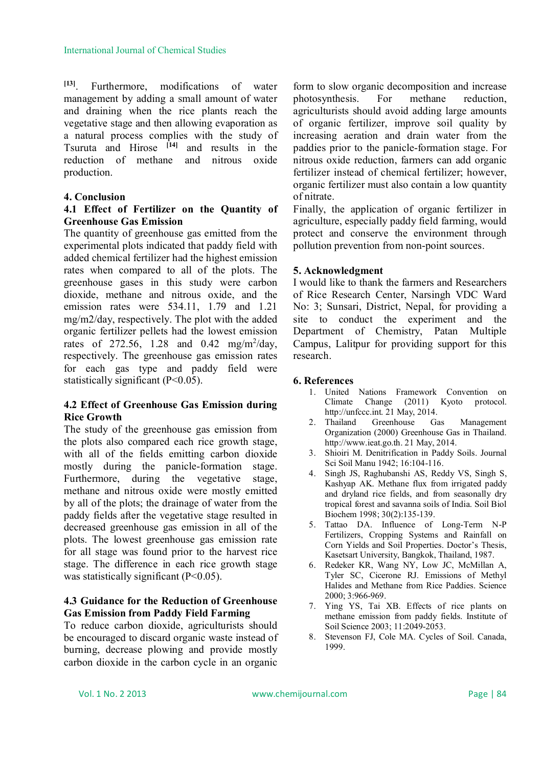[13]. Furthermore, modifications of water management by adding a small amount of water and draining when the rice plants reach the vegetative stage and then allowing evaporation as a natural process complies with the study of Tsuruta and Hirose [14] and results in the reduction of methane and nitrous oxide production.

## 4. Conclusion

### 4.1 Effect of Fertilizer on the Quantity of Greenhouse Gas Emission

The quantity of greenhouse gas emitted from the experimental plots indicated that paddy field with added chemical fertilizer had the highest emission rates when compared to all of the plots. The greenhouse gases in this study were carbon dioxide, methane and nitrous oxide, and the emission rates were 534.11, 1.79 and 1.21 mg/m2/day, respectively. The plot with the added organic fertilizer pellets had the lowest emission rates of 272.56, 1.28 and 0.42 $mg/m^2/day$, respectively. The greenhouse gas emission rates for each gas type and paddy field were statistically significant ($P<0.05$).

### 4.2 Effect of Greenhouse Gas Emission during Rice Growth

The study of the greenhouse gas emission from the plots also compared each rice growth stage, with all of the fields emitting carbon dioxide mostly during the panicle-formation stage. Furthermore, during the vegetative stage, methane and nitrous oxide were mostly emitted by all of the plots; the drainage of water from the paddy fields after the vegetative stage resulted in decreased greenhouse gas emission in all of the plots. The lowest greenhouse gas emission rate for all stage was found prior to the harvest rice stage. The difference in each rice growth stage was statistically significant ($P<0.05$).

### 4.3 Guidance for the Reduction of Greenhouse Gas Emission from Paddy Field Farming

To reduce carbon dioxide, agriculturists should be encouraged to discard organic waste instead of burning, decrease plowing and provide mostly carbon dioxide in the carbon cycle in an organic form to slow organic decomposition and increase photosynthesis. For methane reduction, agriculturists should avoid adding large amounts of organic fertilizer, improve soil quality by increasing aeration and drain water from the paddies prior to the panicle-formation stage. For nitrous oxide reduction, farmers can add organic fertilizer instead of chemical fertilizer; however, organic fertilizer must also contain a low quantity of nitrate.

Finally, the application of organic fertilizer in agriculture, especially paddy field farming, would protect and conserve the environment through pollution prevention from non-point sources.

## 5. Acknowledgment

I would like to thank the farmers and Researchers of Rice Research Center, Narsingh VDC Ward No: 3; Sunsari, District, Nepal, for providing a site to conduct the experiment and the Department of Chemistry, Patan Multiple Campus, Lalitpur for providing support for this research.

## 6. References

1. United Nations Framework Convention on Climate Change (2011) Kyoto protocol. http://unfccc.int. 21 May, 2014.
2. Thailand Greenhouse Gas Management Organization (2000) Greenhouse Gas in Thailand. http://www.ieat.go.th. 21 May, 2014.
3. Shioiri M. Denitrification in Paddy Soils. Journal Sci Soil Manu 1942; 16:104-116.
4. Singh JS, Raghubanshi AS, Reddy VS, Singh S, Kashyap AK. Methane flux from irrigated paddy and dryland rice fields, and from seasonally dry tropical forest and savanna soils of India. Soil Biol Biochem 1998; 30(2):135-139.
5. Tattao DA. Influence of Long-Term N-P Fertilizers, Cropping Systems and Rainfall on Corn Yields and Soil Properties. Doctor's Thesis, Kasetsart University, Bangkok, Thailand, 1987.
6. Redeker KR, Wang NY, Low JC, McMillan A, Tyler SC, Cicerone RJ. Emissions of Methyl Halides and Methane from Rice Paddies. Science 2000; 3:966-969.
7. Ying YS, Tai XB. Effects of rice plants on methane emission from paddy fields. Institute of Soil Science 2003; 11:2049-2053.
8. Stevenson FJ, Cole MA. Cycles of Soil. Canada, 1999.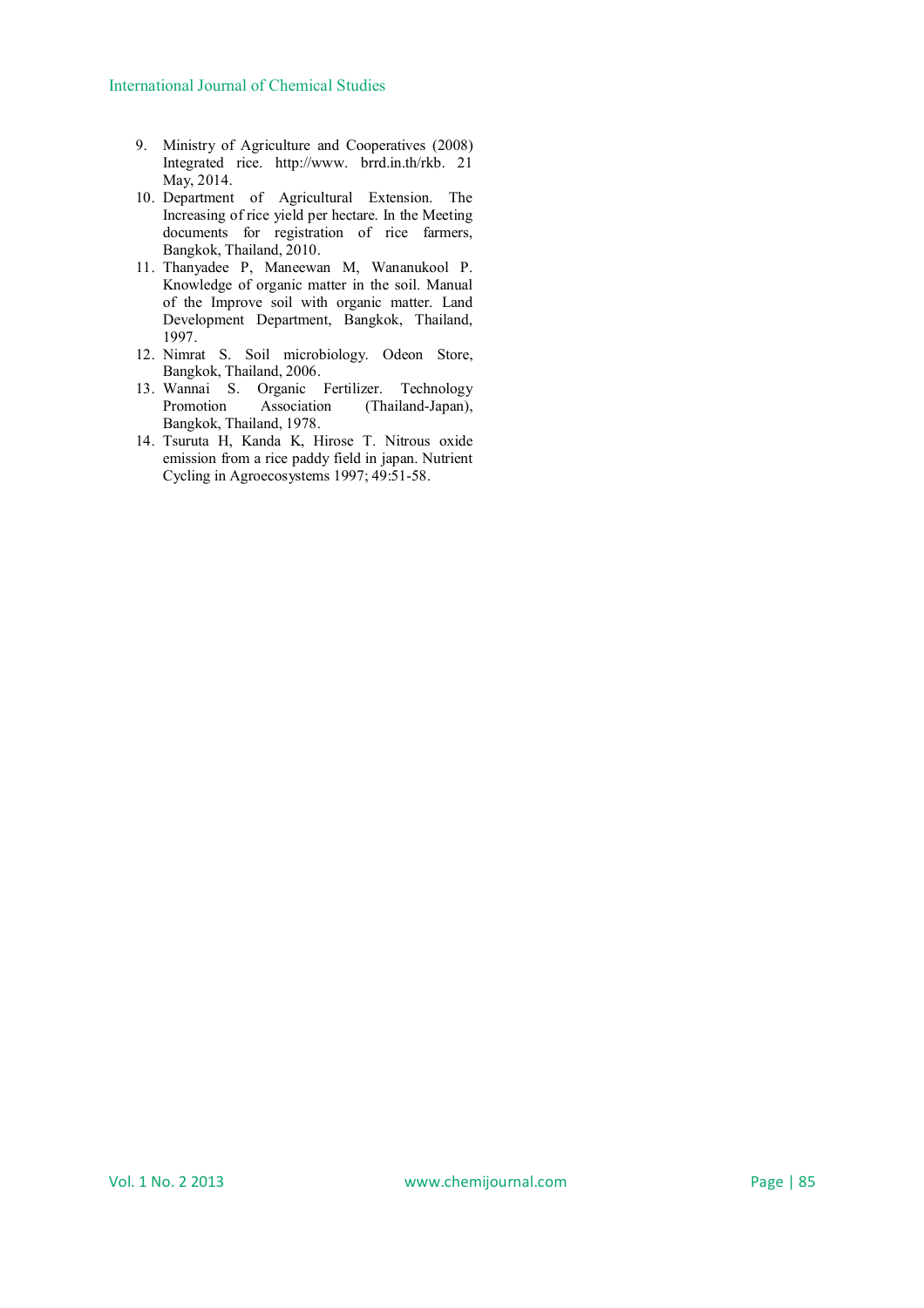9. Ministry of Agriculture and Cooperatives (2008) Integrated rice. http://www. brrd.in.th/rkb. 21 May, 2014.
10. Department of Agricultural Extension. The Increasing of rice yield per hectare. In the Meeting documents for registration of rice farmers, Bangkok, Thailand, 2010.
11. Thanyadee P, Maneewan M, Wananukool P. Knowledge of organic matter in the soil. Manual of the Improve soil with organic matter. Land Development Department, Bangkok, Thailand, 1997.
12. Nimrat S. Soil microbiology. Odeon Store, Bangkok, Thailand, 2006.
13. Wannai S. Organic Fertilizer. Technology Promotion Association (Thailand-Japan), Bangkok, Thailand, 1978.
14. Tsuruta H, Kanda K, Hirose T. Nitrous oxide emission from a rice paddy field in japan. Nutrient Cycling in Agroecosystems 1997; 49:51-58.